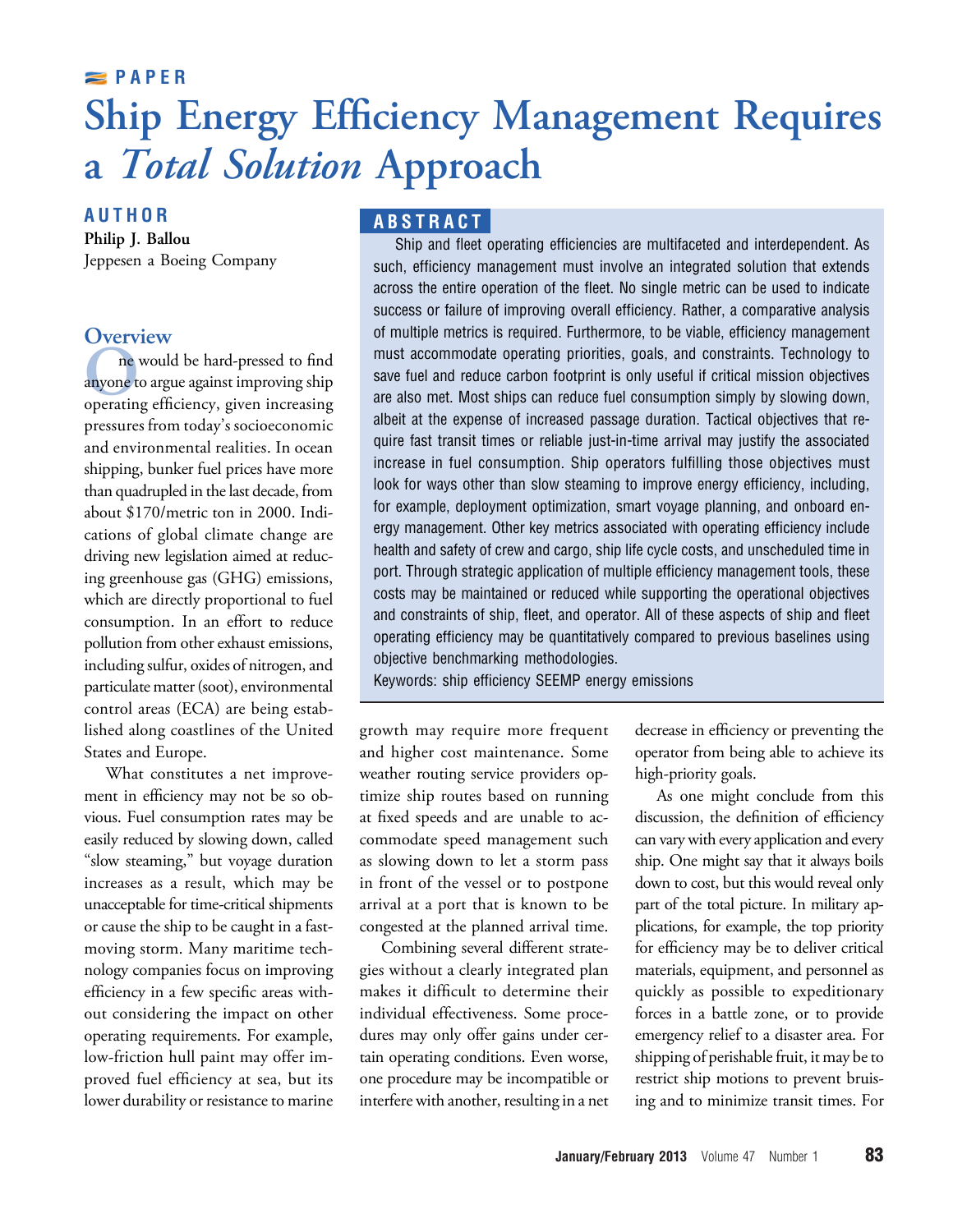PAPER

# Ship Energy Efficiency Management Requires a *Total Solution* Approach

## AUTHOR

**Philip J. Ballou**
Jeppesen a Boeing Company

## ABSTRACT

Ship and fleet operating efficiencies are multifaceted and interdependent. As such, efficiency management must involve an integrated solution that extends across the entire operation of the fleet. No single metric can be used to indicate success or failure of improving overall efficiency. Rather, a comparative analysis of multiple metrics is required. Furthermore, to be viable, efficiency management must accommodate operating priorities, goals, and constraints. Technology to save fuel and reduce carbon footprint is only useful if critical mission objectives are also met. Most ships can reduce fuel consumption simply by slowing down, albeit at the expense of increased passage duration. Tactical objectives that require fast transit times or reliable just-in-time arrival may justify the associated increase in fuel consumption. Ship operators fulfilling those objectives must look for ways other than slow steaming to improve energy efficiency, including, for example, deployment optimization, smart voyage planning, and onboard energy management. Other key metrics associated with operating efficiency include health and safety of crew and cargo, ship life cycle costs, and unscheduled time in port. Through strategic application of multiple efficiency management tools, these costs may be maintained or reduced while supporting the operational objectives and constraints of ship, fleet, and operator. All of these aspects of ship and fleet operating efficiency may be quantitatively compared to previous baselines using objective benchmarking methodologies.

Keywords: ship efficiency SEEMP energy emissions

## Overview

One would be hard-pressed to find anyone to argue against improving ship operating efficiency, given increasing pressures from today's socioeconomic and environmental realities. In ocean shipping, bunker fuel prices have more than quadrupled in the last decade, from about $170/metric ton in 2000. Indications of global climate change are driving new legislation aimed at reducing greenhouse gas (GHG) emissions, which are directly proportional to fuel consumption. In an effort to reduce pollution from other exhaust emissions, including sulfur, oxides of nitrogen, and particulate matter (soot), environmental control areas (ECA) are being established along coastlines of the United States and Europe.

What constitutes a net improvement in efficiency may not be so obvious. Fuel consumption rates may be easily reduced by slowing down, called "slow steaming," but voyage duration increases as a result, which may be unacceptable for time-critical shipments or cause the ship to be caught in a fast-moving storm. Many maritime technology companies focus on improving efficiency in a few specific areas without considering the impact on other operating requirements. For example, low-friction hull paint may offer improved fuel efficiency at sea, but its lower durability or resistance to marine growth may require more frequent and higher cost maintenance. Some weather routing service providers optimize ship routes based on running at fixed speeds and are unable to accommodate speed management such as slowing down to let a storm pass in front of the vessel or to postpone arrival at a port that is known to be congested at the planned arrival time.

Combining several different strategies without a clearly integrated plan makes it difficult to determine their individual effectiveness. Some procedures may only offer gains under certain operating conditions. Even worse, one procedure may be incompatible or interfere with another, resulting in a net decrease in efficiency or preventing the operator from being able to achieve its high-priority goals.

As one might conclude from this discussion, the definition of efficiency can vary with every application and every ship. One might say that it always boils down to cost, but this would reveal only part of the total picture. In military applications, for example, the top priority for efficiency may be to deliver critical materials, equipment, and personnel as quickly as possible to expeditionary forces in a battle zone, or to provide emergency relief to a disaster area. For shipping of perishable fruit, it may be to restrict ship motions to prevent bruising and to minimize transit times. For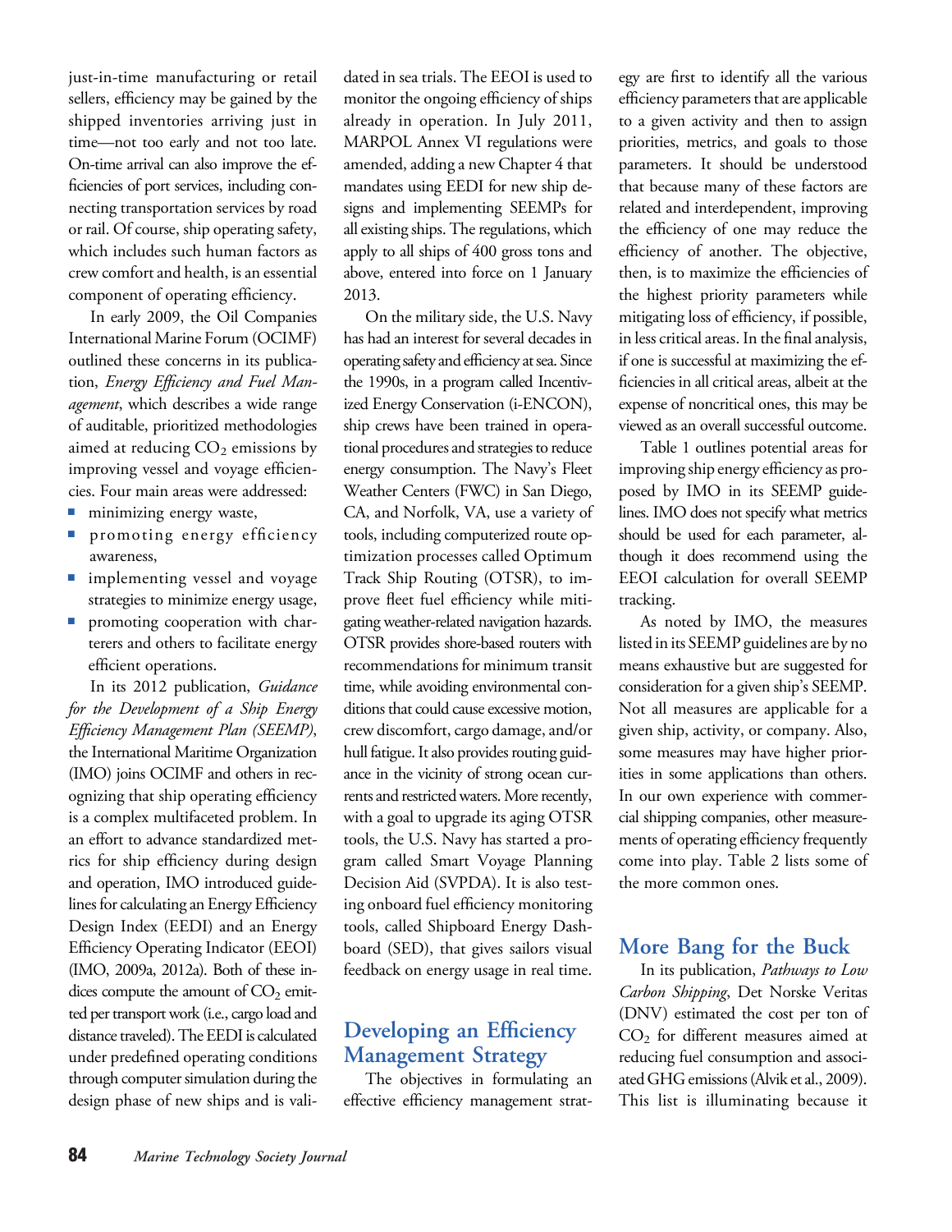just-in-time manufacturing or retail sellers, efficiency may be gained by the shipped inventories arriving just in time—not too early and not too late. On-time arrival can also improve the efficiencies of port services, including connecting transportation services by road or rail. Of course, ship operating safety, which includes such human factors as crew comfort and health, is an essential component of operating efficiency.

In early 2009, the Oil Companies International Marine Forum (OCIMF) outlined these concerns in its publication, *Energy Efficiency and Fuel Management*, which describes a wide range of auditable, prioritized methodologies aimed at reducing $CO_2$ emissions by improving vessel and voyage efficiencies. Four main areas were addressed:

- minimizing energy waste,
- promoting energy efficiency awareness,
- implementing vessel and voyage strategies to minimize energy usage,
- promoting cooperation with charterers and others to facilitate energy efficient operations.

In its 2012 publication, *Guidance for the Development of a Ship Energy Efficiency Management Plan (SEEMP)*, the International Maritime Organization (IMO) joins OCIMF and others in recognizing that ship operating efficiency is a complex multifaceted problem. In an effort to advance standardized metrics for ship efficiency during design and operation, IMO introduced guidelines for calculating an Energy Efficiency Design Index (EEDI) and an Energy Efficiency Operating Indicator (EEOI) (IMO, 2009a, 2012a). Both of these indices compute the amount of $CO_2$ emitted per transport work (i.e., cargo load and distance traveled). The EEDI is calculated under predefined operating conditions through computer simulation during the design phase of new ships and is validated in sea trials. The EEOI is used to monitor the ongoing efficiency of ships already in operation. In July 2011, MARPOL Annex VI regulations were amended, adding a new Chapter 4 that mandates using EEDI for new ship designs and implementing SEEMPs for all existing ships. The regulations, which apply to all ships of 400 gross tons and above, entered into force on 1 January 2013.

On the military side, the U.S. Navy has had an interest for several decades in operating safety and efficiency at sea. Since the 1990s, in a program called Incentivized Energy Conservation (i-ENCON), ship crews have been trained in operational procedures and strategies to reduce energy consumption. The Navy's Fleet Weather Centers (FWC) in San Diego, CA, and Norfolk, VA, use a variety of tools, including computerized route optimization processes called Optimum Track Ship Routing (OTSR), to improve fleet fuel efficiency while mitigating weather-related navigation hazards. OTSR provides shore-based routers with recommendations for minimum transit time, while avoiding environmental conditions that could cause excessive motion, crew discomfort, cargo damage, and/or hull fatigue. It also provides routing guidance in the vicinity of strong ocean currents and restricted waters. More recently, with a goal to upgrade its aging OTSR tools, the U.S. Navy has started a program called Smart Voyage Planning Decision Aid (SVPDA). It is also testing onboard fuel efficiency monitoring tools, called Shipboard Energy Dashboard (SED), that gives sailors visual feedback on energy usage in real time.

## Developing an Efficiency Management Strategy

The objectives in formulating an effective efficiency management strategy are first to identify all the various efficiency parameters that are applicable to a given activity and then to assign priorities, metrics, and goals to those parameters. It should be understood that because many of these factors are related and interdependent, improving the efficiency of one may reduce the efficiency of another. The objective, then, is to maximize the efficiencies of the highest priority parameters while mitigating loss of efficiency, if possible, in less critical areas. In the final analysis, if one is successful at maximizing the efficiencies in all critical areas, albeit at the expense of noncritical ones, this may be viewed as an overall successful outcome.

Table 1 outlines potential areas for improving ship energy efficiency as proposed by IMO in its SEEMP guidelines. IMO does not specify what metrics should be used for each parameter, although it does recommend using the EEOI calculation for overall SEEMP tracking.

As noted by IMO, the measures listed in its SEEMP guidelines are by no means exhaustive but are suggested for consideration for a given ship's SEEMP. Not all measures are applicable for a given ship, activity, or company. Also, some measures may have higher priorities in some applications than others. In our own experience with commercial shipping companies, other measurements of operating efficiency frequently come into play. Table 2 lists some of the more common ones.

## More Bang for the Buck

In its publication, *Pathways to Low Carbon Shipping*, Det Norske Veritas (DNV) estimated the cost per ton of $CO_2$ for different measures aimed at reducing fuel consumption and associated GHG emissions (Alvik et al., 2009). This list is illuminating because it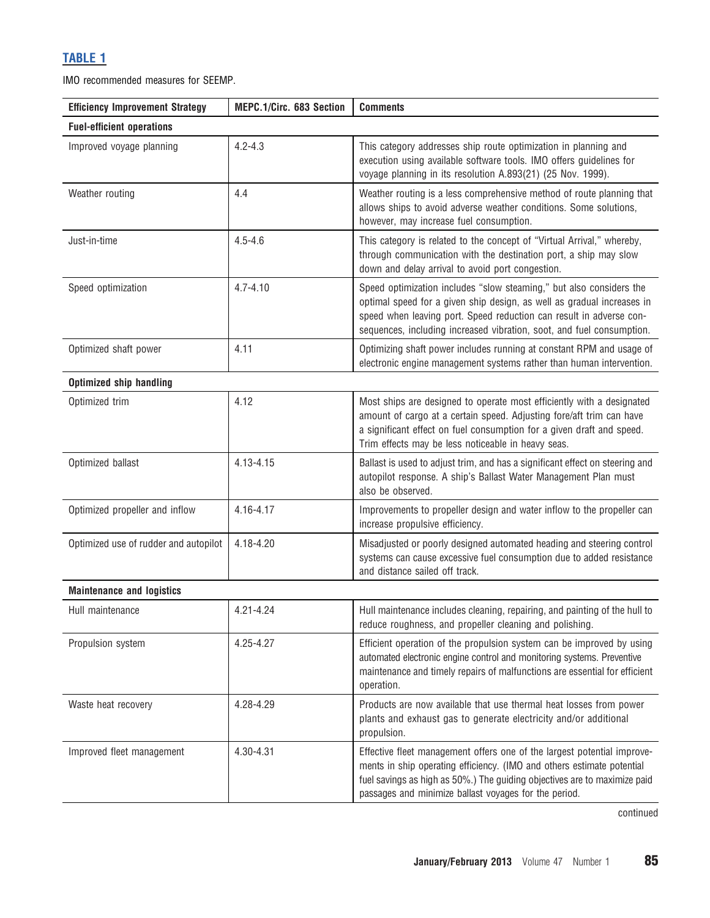## TABLE 1

IMO recommended measures for SEEMP.

| Efficiency Improvement Strategy | MEPC.1/Circ. 683 Section | Comments |
|---|---|---|
| **Fuel-efficient operations** | | |
| Improved voyage planning | 4.2-4.3 | This category addresses ship route optimization in planning and execution using available software tools. IMO offers guidelines for voyage planning in its resolution A.893(21) (25 Nov. 1999). |
| Weather routing | 4.4 | Weather routing is a less comprehensive method of route planning that allows ships to avoid adverse weather conditions. Some solutions, however, may increase fuel consumption. |
| Just-in-time | 4.5-4.6 | This category is related to the concept of "Virtual Arrival," whereby, through communication with the destination port, a ship may slow down and delay arrival to avoid port congestion. |
| Speed optimization | 4.7-4.10 | Speed optimization includes "slow steaming," but also considers the optimal speed for a given ship design, as well as gradual increases in speed when leaving port. Speed reduction can result in adverse consequences, including increased vibration, soot, and fuel consumption. |
| Optimized shaft power | 4.11 | Optimizing shaft power includes running at constant RPM and usage of electronic engine management systems rather than human intervention. |
| **Optimized ship handling** | | |
| Optimized trim | 4.12 | Most ships are designed to operate most efficiently with a designated amount of cargo at a certain speed. Adjusting fore/aft trim can have a significant effect on fuel consumption for a given draft and speed. Trim effects may be less noticeable in heavy seas. |
| Optimized ballast | 4.13-4.15 | Ballast is used to adjust trim, and has a significant effect on steering and autopilot response. A ship's Ballast Water Management Plan must also be observed. |
| Optimized propeller and inflow | 4.16-4.17 | Improvements to propeller design and water inflow to the propeller can increase propulsive efficiency. |
| Optimized use of rudder and autopilot | 4.18-4.20 | Misadjusted or poorly designed automated heading and steering control systems can cause excessive fuel consumption due to added resistance and distance sailed off track. |
| **Maintenance and logistics** | | |
| Hull maintenance | 4.21-4.24 | Hull maintenance includes cleaning, repairing, and painting of the hull to reduce roughness, and propeller cleaning and polishing. |
| Propulsion system | 4.25-4.27 | Efficient operation of the propulsion system can be improved by using automated electronic engine control and monitoring systems. Preventive maintenance and timely repairs of malfunctions are essential for efficient operation. |
| Waste heat recovery | 4.28-4.29 | Products are now available that use thermal heat losses from power plants and exhaust gas to generate electricity and/or additional propulsion. |
| Improved fleet management | 4.30-4.31 | Effective fleet management offers one of the largest potential improvements in ship operating efficiency. (IMO and others estimate potential fuel savings as high as 50%.) The guiding objectives are to maximize paid passages and minimize ballast voyages for the period. |

continued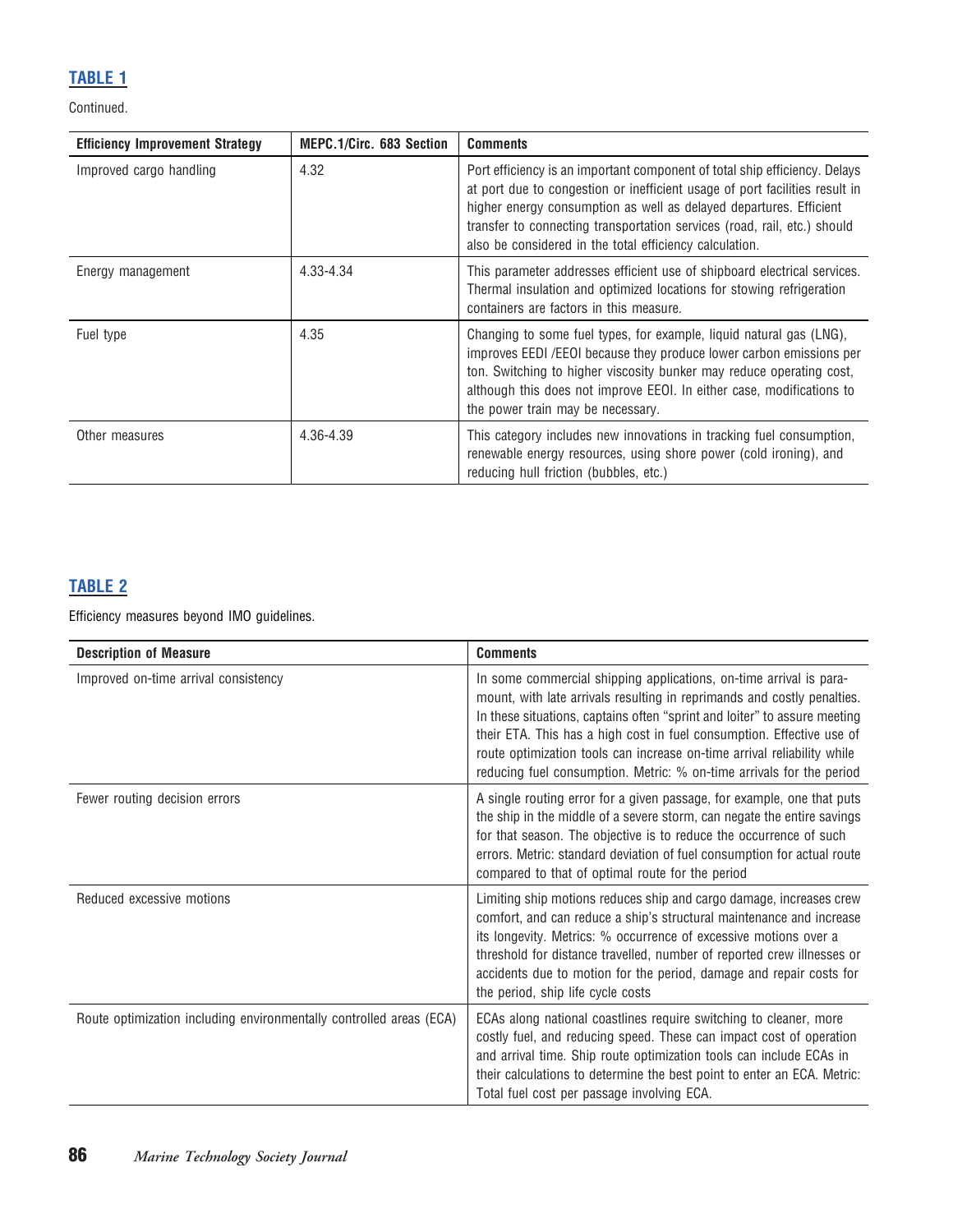**TABLE 1**

Continued.

| Efficiency Improvement Strategy | MEPC.1/Circ. 683 Section | Comments |
|---|---|---|
| Improved cargo handling | 4.32 | Port efficiency is an important component of total ship efficiency. Delays at port due to congestion or inefficient usage of port facilities result in higher energy consumption as well as delayed departures. Efficient transfer to connecting transportation services (road, rail, etc.) should also be considered in the total efficiency calculation. |
| Energy management | 4.33-4.34 | This parameter addresses efficient use of shipboard electrical services. Thermal insulation and optimized locations for stowing refrigeration containers are factors in this measure. |
| Fuel type | 4.35 | Changing to some fuel types, for example, liquid natural gas (LNG), improves EEDI /EEOI because they produce lower carbon emissions per ton. Switching to higher viscosity bunker may reduce operating cost, although this does not improve EEOI. In either case, modifications to the power train may be necessary. |
| Other measures | 4.36-4.39 | This category includes new innovations in tracking fuel consumption, renewable energy resources, using shore power (cold ironing), and reducing hull friction (bubbles, etc.) |

**TABLE 2**

Efficiency measures beyond IMO guidelines.

| Description of Measure | Comments |
|---|---|
| Improved on-time arrival consistency | In some commercial shipping applications, on-time arrival is paramount, with late arrivals resulting in reprimands and costly penalties. In these situations, captains often "sprint and loiter" to assure meeting their ETA. This has a high cost in fuel consumption. Effective use of route optimization tools can increase on-time arrival reliability while reducing fuel consumption. Metric: % on-time arrivals for the period |
| Fewer routing decision errors | A single routing error for a given passage, for example, one that puts the ship in the middle of a severe storm, can negate the entire savings for that season. The objective is to reduce the occurrence of such errors. Metric: standard deviation of fuel consumption for actual route compared to that of optimal route for the period |
| Reduced excessive motions | Limiting ship motions reduces ship and cargo damage, increases crew comfort, and can reduce a ship's structural maintenance and increase its longevity. Metrics: % occurrence of excessive motions over a threshold for distance travelled, number of reported crew illnesses or accidents due to motion for the period, damage and repair costs for the period, ship life cycle costs |
| Route optimization including environmentally controlled areas (ECA) | ECAs along national coastlines require switching to cleaner, more costly fuel, and reducing speed. These can impact cost of operation and arrival time. Ship route optimization tools can include ECAs in their calculations to determine the best point to enter an ECA. Metric: Total fuel cost per passage involving ECA. |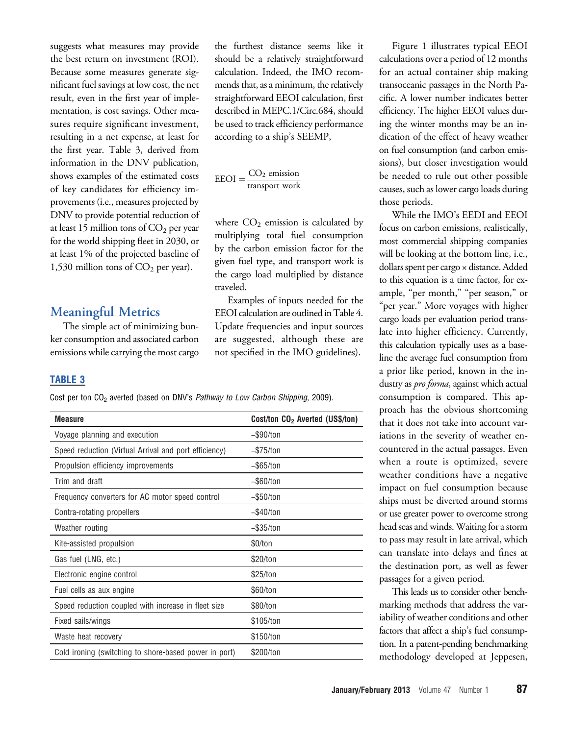suggests what measures may provide the best return on investment (ROI). Because some measures generate significant fuel savings at low cost, the net result, even in the first year of implementation, is cost savings. Other measures require significant investment, resulting in a net expense, at least for the first year. Table 3, derived from information in the DNV publication, shows examples of the estimated costs of key candidates for efficiency improvements (i.e., measures projected by DNV to provide potential reduction of at least 15 million tons of $CO_2$ per year for the world shipping fleet in 2030, or at least 1% of the projected baseline of 1,530 million tons of $CO_2$ per year).

## Meaningful Metrics

The simple act of minimizing bunker consumption and associated carbon emissions while carrying the most cargo the furthest distance seems like it should be a relatively straightforward calculation. Indeed, the IMO recommends that, as a minimum, the relatively straightforward EEOI calculation, first described in MEPC.1/Circ.684, should be used to track efficiency performance according to a ship's SEEMP,

$$\mathrm{EEOI} = \frac{\mathrm{CO_2\ emission}}{\mathrm{transport\ work}}$$

where $CO_2$ emission is calculated by multiplying total fuel consumption by the carbon emission factor for the given fuel type, and transport work is the cargo load multiplied by distance traveled.

Examples of inputs needed for the EEOI calculation are outlined in Table 4. Update frequencies and input sources are suggested, although these are not specified in the IMO guidelines).

**TABLE 3**

Cost per ton $CO_2$ averted (based on DNV's *Pathway to Low Carbon Shipping*, 2009).

| Measure | Cost/ton $CO_2$ Averted (US$/ton) |
|---|---|
| Voyage planning and execution | −$90/ton |
| Speed reduction (Virtual Arrival and port efficiency) | −$75/ton |
| Propulsion efficiency improvements | −$65/ton |
| Trim and draft | −$60/ton |
| Frequency converters for AC motor speed control | −$50/ton |
| Contra-rotating propellers | −$40/ton |
| Weather routing | −$35/ton |
| Kite-assisted propulsion | $0/ton |
| Gas fuel (LNG, etc.) | $20/ton |
| Electronic engine control | $25/ton |
| Fuel cells as aux engine | $60/ton |
| Speed reduction coupled with increase in fleet size | $80/ton |
| Fixed sails/wings | $105/ton |
| Waste heat recovery | $150/ton |
| Cold ironing (switching to shore-based power in port) | $200/ton |

Figure 1 illustrates typical EEOI calculations over a period of 12 months for an actual container ship making transoceanic passages in the North Pacific. A lower number indicates better efficiency. The higher EEOI values during the winter months may be an indication of the effect of heavy weather on fuel consumption (and carbon emissions), but closer investigation would be needed to rule out other possible causes, such as lower cargo loads during those periods.

While the IMO's EEDI and EEOI focus on carbon emissions, realistically, most commercial shipping companies will be looking at the bottom line, i.e., dollars spent per cargo × distance. Added to this equation is a time factor, for example, "per month," "per season," or "per year." More voyages with higher cargo loads per evaluation period translate into higher efficiency. Currently, this calculation typically uses as a baseline the average fuel consumption from a prior like period, known in the industry as *pro forma*, against which actual consumption is compared. This approach has the obvious shortcoming that it does not take into account variations in the severity of weather encountered in the actual passages. Even when a route is optimized, severe weather conditions have a negative impact on fuel consumption because ships must be diverted around storms or use greater power to overcome strong head seas and winds. Waiting for a storm to pass may result in late arrival, which can translate into delays and fines at the destination port, as well as fewer passages for a given period.

This leads us to consider other benchmarking methods that address the variability of weather conditions and other factors that affect a ship's fuel consumption. In a patent-pending benchmarking methodology developed at Jeppesen,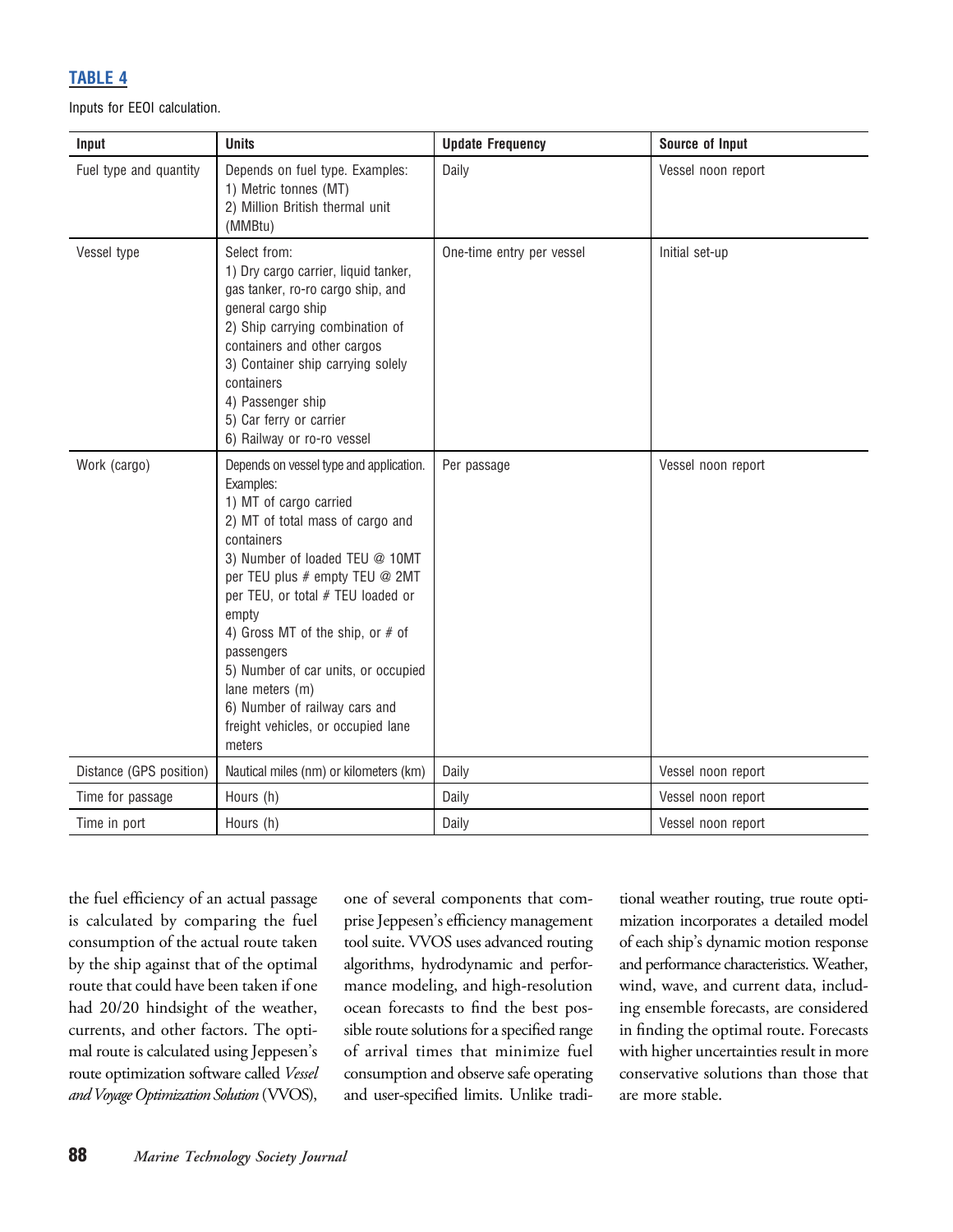**TABLE 4**

Inputs for EEOI calculation.

| Input | Units | Update Frequency | Source of Input |
|---|---|---|---|
| Fuel type and quantity | Depends on fuel type. Examples:<br>1) Metric tonnes (MT)<br>2) Million British thermal unit (MMBtu) | Daily | Vessel noon report |
| Vessel type | Select from:<br>1) Dry cargo carrier, liquid tanker, gas tanker, ro-ro cargo ship, and general cargo ship<br>2) Ship carrying combination of containers and other cargos<br>3) Container ship carrying solely containers<br>4) Passenger ship<br>5) Car ferry or carrier<br>6) Railway or ro-ro vessel | One-time entry per vessel | Initial set-up |
| Work (cargo) | Depends on vessel type and application. Examples:<br>1) MT of cargo carried<br>2) MT of total mass of cargo and containers<br>3) Number of loaded TEU @ 10MT per TEU plus # empty TEU @ 2MT per TEU, or total # TEU loaded or empty<br>4) Gross MT of the ship, or # of passengers<br>5) Number of car units, or occupied lane meters (m)<br>6) Number of railway cars and freight vehicles, or occupied lane meters | Per passage | Vessel noon report |
| Distance (GPS position) | Nautical miles (nm) or kilometers (km) | Daily | Vessel noon report |
| Time for passage | Hours (h) | Daily | Vessel noon report |
| Time in port | Hours (h) | Daily | Vessel noon report |

the fuel efficiency of an actual passage is calculated by comparing the fuel consumption of the actual route taken by the ship against that of the optimal route that could have been taken if one had 20/20 hindsight of the weather, currents, and other factors. The optimal route is calculated using Jeppesen's route optimization software called *Vessel and Voyage Optimization Solution* (VVOS), one of several components that comprise Jeppesen's efficiency management tool suite. VVOS uses advanced routing algorithms, hydrodynamic and performance modeling, and high-resolution ocean forecasts to find the best possible route solutions for a specified range of arrival times that minimize fuel consumption and observe safe operating and user-specified limits. Unlike traditional weather routing, true route optimization incorporates a detailed model of each ship's dynamic motion response and performance characteristics. Weather, wind, wave, and current data, including ensemble forecasts, are considered in finding the optimal route. Forecasts with higher uncertainties result in more conservative solutions than those that are more stable.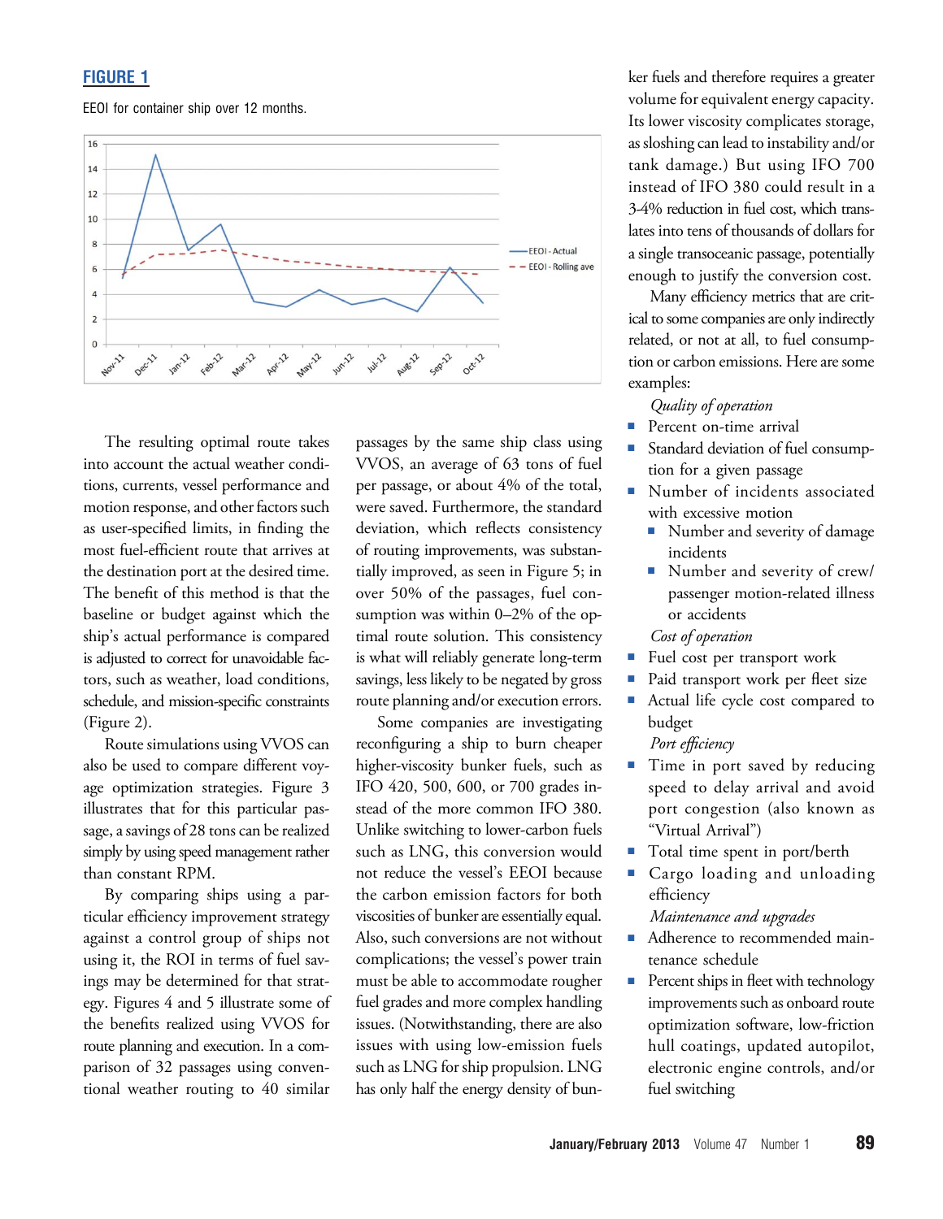**FIGURE 1**

EEOI for container ship over 12 months.

The resulting optimal route takes into account the actual weather conditions, currents, vessel performance and motion response, and other factors such as user-specified limits, in finding the most fuel-efficient route that arrives at the destination port at the desired time. The benefit of this method is that the baseline or budget against which the ship's actual performance is compared is adjusted to correct for unavoidable factors, such as weather, load conditions, schedule, and mission-specific constraints (Figure 2).

Route simulations using VVOS can also be used to compare different voyage optimization strategies. Figure 3 illustrates that for this particular passage, a savings of 28 tons can be realized simply by using speed management rather than constant RPM.

By comparing ships using a particular efficiency improvement strategy against a control group of ships not using it, the ROI in terms of fuel savings may be determined for that strategy. Figures 4 and 5 illustrate some of the benefits realized using VVOS for route planning and execution. In a comparison of 32 passages using conventional weather routing to 40 similar passages by the same ship class using VVOS, an average of 63 tons of fuel per passage, or about 4% of the total, were saved. Furthermore, the standard deviation, which reflects consistency of routing improvements, was substantially improved, as seen in Figure 5; in over 50% of the passages, fuel consumption was within 0–2% of the optimal route solution. This consistency is what will reliably generate long-term savings, less likely to be negated by gross route planning and/or execution errors.

Some companies are investigating reconfiguring a ship to burn cheaper higher-viscosity bunker fuels, such as IFO 420, 500, 600, or 700 grades instead of the more common IFO 380. Unlike switching to lower-carbon fuels such as LNG, this conversion would not reduce the vessel's EEOI because the carbon emission factors for both viscosities of bunker are essentially equal. Also, such conversions are not without complications; the vessel's power train must be able to accommodate rougher fuel grades and more complex handling issues. (Notwithstanding, there are also issues with using low-emission fuels such as LNG for ship propulsion. LNG has only half the energy density of bunker fuels and therefore requires a greater volume for equivalent energy capacity. Its lower viscosity complicates storage, as sloshing can lead to instability and/or tank damage.) But using IFO 700 instead of IFO 380 could result in a 3-4% reduction in fuel cost, which translates into tens of thousands of dollars for a single transoceanic passage, potentially enough to justify the conversion cost.

Many efficiency metrics that are critical to some companies are only indirectly related, or not at all, to fuel consumption or carbon emissions. Here are some examples:

*Quality of operation*

- Percent on-time arrival
- Standard deviation of fuel consumption for a given passage
- Number of incidents associated with excessive motion
  - Number and severity of damage incidents
  - Number and severity of crew/passenger motion-related illness or accidents

*Cost of operation*

- Fuel cost per transport work
- Paid transport work per fleet size
- Actual life cycle cost compared to budget

*Port efficiency*

- Time in port saved by reducing speed to delay arrival and avoid port congestion (also known as "Virtual Arrival")
- Total time spent in port/berth
- Cargo loading and unloading efficiency

*Maintenance and upgrades*

- Adherence to recommended maintenance schedule
- Percent ships in fleet with technology improvements such as onboard route optimization software, low-friction hull coatings, updated autopilot, electronic engine controls, and/or fuel switching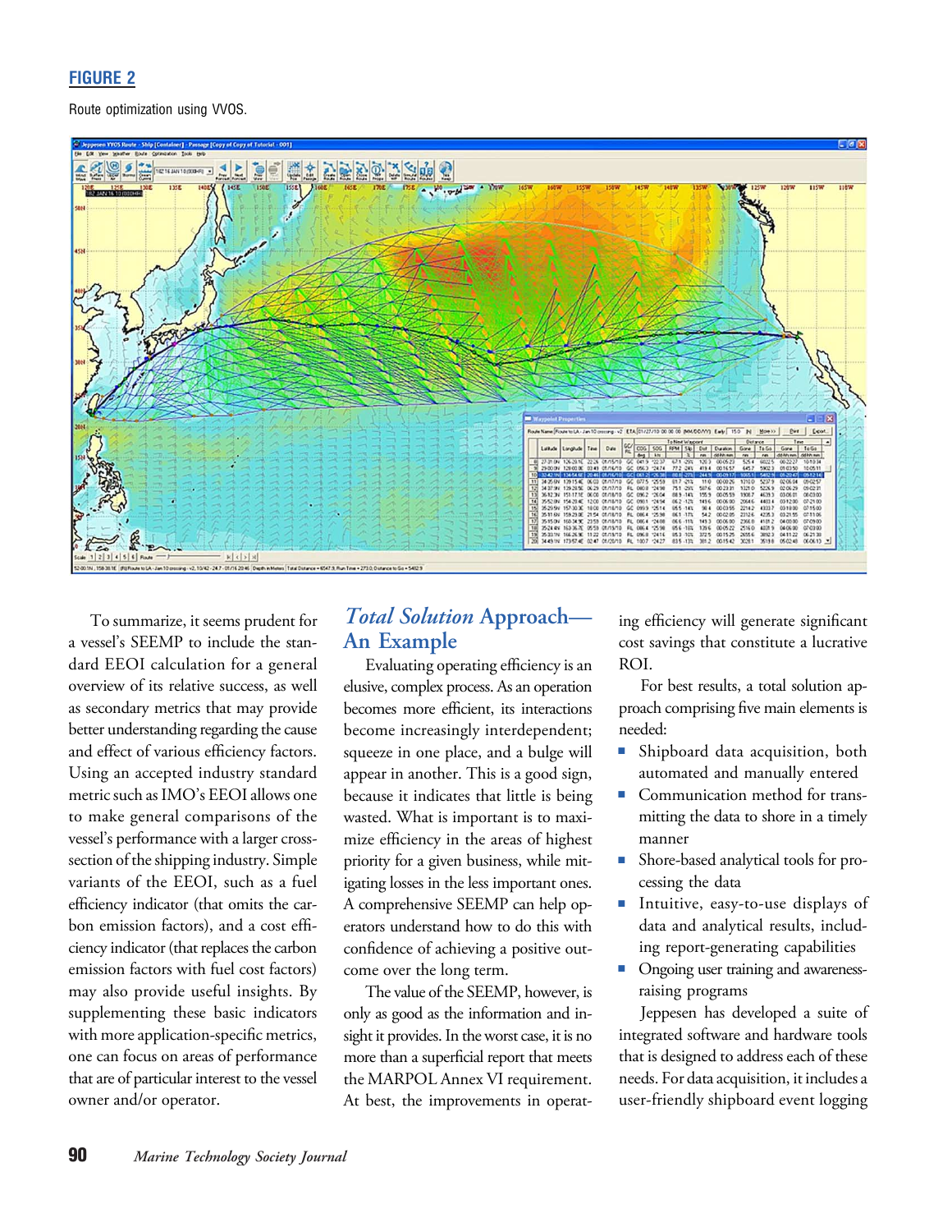**FIGURE 2**

Route optimization using VVOS.

To summarize, it seems prudent for a vessel's SEEMP to include the standard EEOI calculation for a general overview of its relative success, as well as secondary metrics that may provide better understanding regarding the cause and effect of various efficiency factors. Using an accepted industry standard metric such as IMO's EEOI allows one to make general comparisons of the vessel's performance with a larger cross-section of the shipping industry. Simple variants of the EEOI, such as a fuel efficiency indicator (that omits the carbon emission factors), and a cost efficiency indicator (that replaces the carbon emission factors with fuel cost factors) may also provide useful insights. By supplementing these basic indicators with more application-specific metrics, one can focus on areas of performance that are of particular interest to the vessel owner and/or operator.

## *Total Solution* Approach—An Example

Evaluating operating efficiency is an elusive, complex process. As an operation becomes more efficient, its interactions become increasingly interdependent; squeeze in one place, and a bulge will appear in another. This is a good sign, because it indicates that little is being wasted. What is important is to maximize efficiency in the areas of highest priority for a given business, while mitigating losses in the less important ones. A comprehensive SEEMP can help operators understand how to do this with confidence of achieving a positive outcome over the long term.

The value of the SEEMP, however, is only as good as the information and insight it provides. In the worst case, it is no more than a superficial report that meets the MARPOL Annex VI requirement. At best, the improvements in operating efficiency will generate significant cost savings that constitute a lucrative ROI.

For best results, a total solution approach comprising five main elements is needed:

- Shipboard data acquisition, both automated and manually entered
- Communication method for transmitting the data to shore in a timely manner
- Shore-based analytical tools for processing the data
- Intuitive, easy-to-use displays of data and analytical results, including report-generating capabilities
- Ongoing user training and awareness-raising programs

Jeppesen has developed a suite of integrated software and hardware tools that is designed to address each of these needs. For data acquisition, it includes a user-friendly shipboard event logging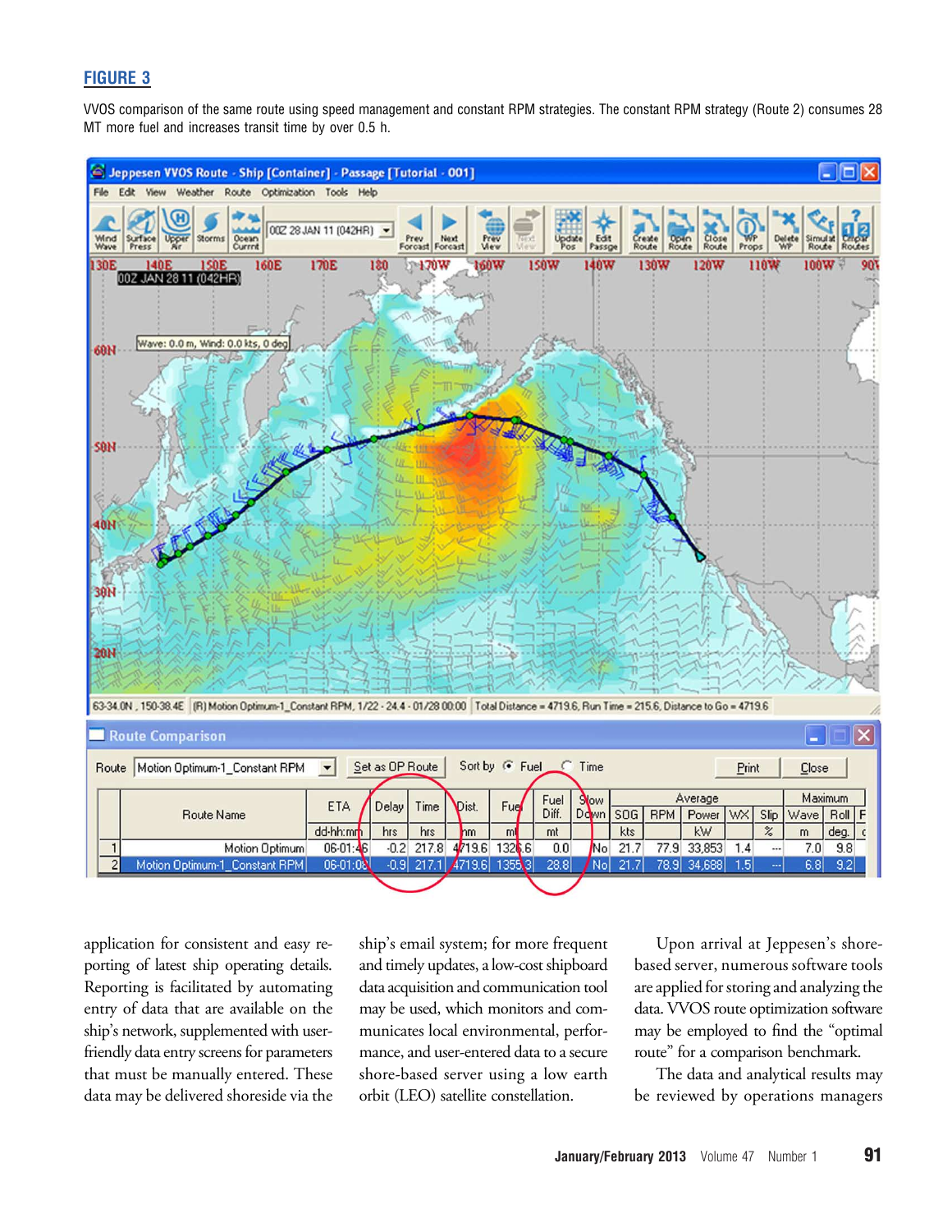## FIGURE 3

VVOS comparison of the same route using speed management and constant RPM strategies. The constant RPM strategy (Route 2) consumes 28 MT more fuel and increases transit time by over 0.5 h.

application for consistent and easy reporting of latest ship operating details. Reporting is facilitated by automating entry of data that are available on the ship's network, supplemented with user-friendly data entry screens for parameters that must be manually entered. These data may be delivered shoreside via the ship's email system; for more frequent and timely updates, a low-cost shipboard data acquisition and communication tool may be used, which monitors and communicates local environmental, performance, and user-entered data to a secure shore-based server using a low earth orbit (LEO) satellite constellation.

Upon arrival at Jeppesen's shore-based server, numerous software tools are applied for storing and analyzing the data. VVOS route optimization software may be employed to find the "optimal route" for a comparison benchmark.

The data and analytical results may be reviewed by operations managers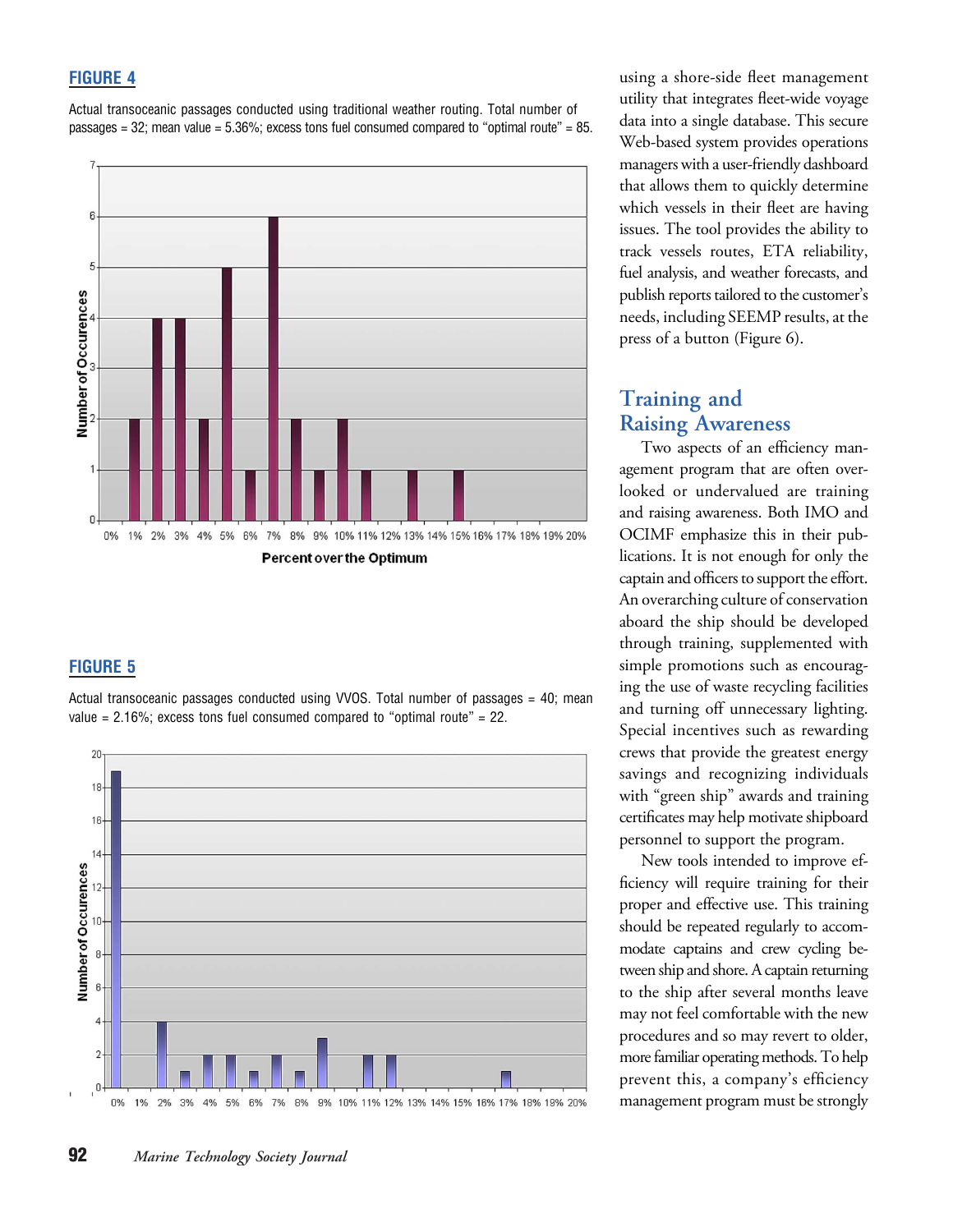**FIGURE 4**

Actual transoceanic passages conducted using traditional weather routing. Total number of passages = 32; mean value = 5.36%; excess tons fuel consumed compared to "optimal route" = 85.

**FIGURE 5**

Actual transoceanic passages conducted using VVOS. Total number of passages = 40; mean value = 2.16%; excess tons fuel consumed compared to "optimal route" = 22.

using a shore-side fleet management utility that integrates fleet-wide voyage data into a single database. This secure Web-based system provides operations managers with a user-friendly dashboard that allows them to quickly determine which vessels in their fleet are having issues. The tool provides the ability to track vessels routes, ETA reliability, fuel analysis, and weather forecasts, and publish reports tailored to the customer's needs, including SEEMP results, at the press of a button (Figure 6).

## Training and Raising Awareness

Two aspects of an efficiency management program that are often overlooked or undervalued are training and raising awareness. Both IMO and OCIMF emphasize this in their publications. It is not enough for only the captain and officers to support the effort. An overarching culture of conservation aboard the ship should be developed through training, supplemented with simple promotions such as encouraging the use of waste recycling facilities and turning off unnecessary lighting. Special incentives such as rewarding crews that provide the greatest energy savings and recognizing individuals with "green ship" awards and training certificates may help motivate shipboard personnel to support the program.

New tools intended to improve efficiency will require training for their proper and effective use. This training should be repeated regularly to accommodate captains and crew cycling between ship and shore. A captain returning to the ship after several months leave may not feel comfortable with the new procedures and so may revert to older, more familiar operating methods. To help prevent this, a company's efficiency management program must be strongly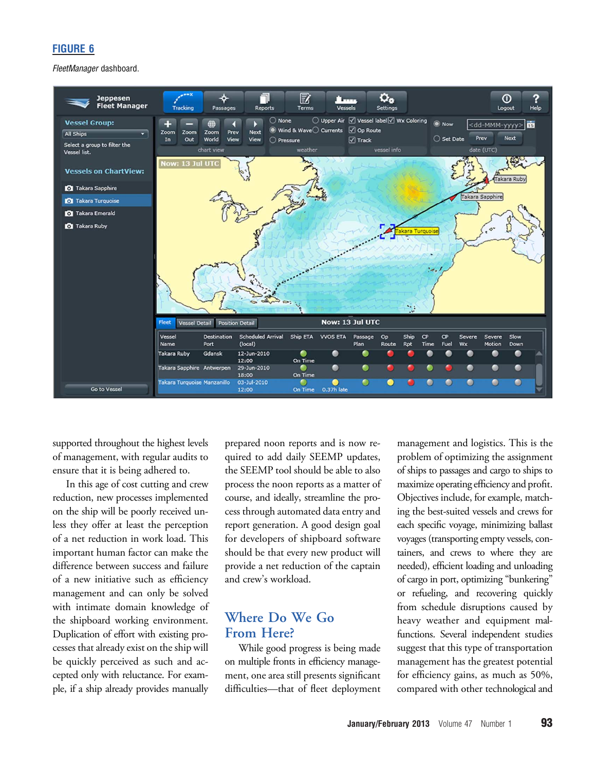**FIGURE 6**

*FleetManager* dashboard.

supported throughout the highest levels of management, with regular audits to ensure that it is being adhered to.

In this age of cost cutting and crew reduction, new processes implemented on the ship will be poorly received unless they offer at least the perception of a net reduction in work load. This important human factor can make the difference between success and failure of a new initiative such as efficiency management and can only be solved with intimate domain knowledge of the shipboard working environment. Duplication of effort with existing processes that already exist on the ship will be quickly perceived as such and accepted only with reluctance. For example, if a ship already provides manually prepared noon reports and is now required to add daily SEEMP updates, the SEEMP tool should be able to also process the noon reports as a matter of course, and ideally, streamline the process through automated data entry and report generation. A good design goal for developers of shipboard software should be that every new product will provide a net reduction of the captain and crew's workload.

## Where Do We Go From Here?

While good progress is being made on multiple fronts in efficiency management, one area still presents significant difficulties—that of fleet deployment management and logistics. This is the problem of optimizing the assignment of ships to passages and cargo to ships to maximize operating efficiency and profit. Objectives include, for example, matching the best-suited vessels and crews for each specific voyage, minimizing ballast voyages (transporting empty vessels, containers, and crews to where they are needed), efficient loading and unloading of cargo in port, optimizing "bunkering" or refueling, and recovering quickly from schedule disruptions caused by heavy weather and equipment malfunctions. Several independent studies suggest that this type of transportation management has the greatest potential for efficiency gains, as much as 50%, compared with other technological and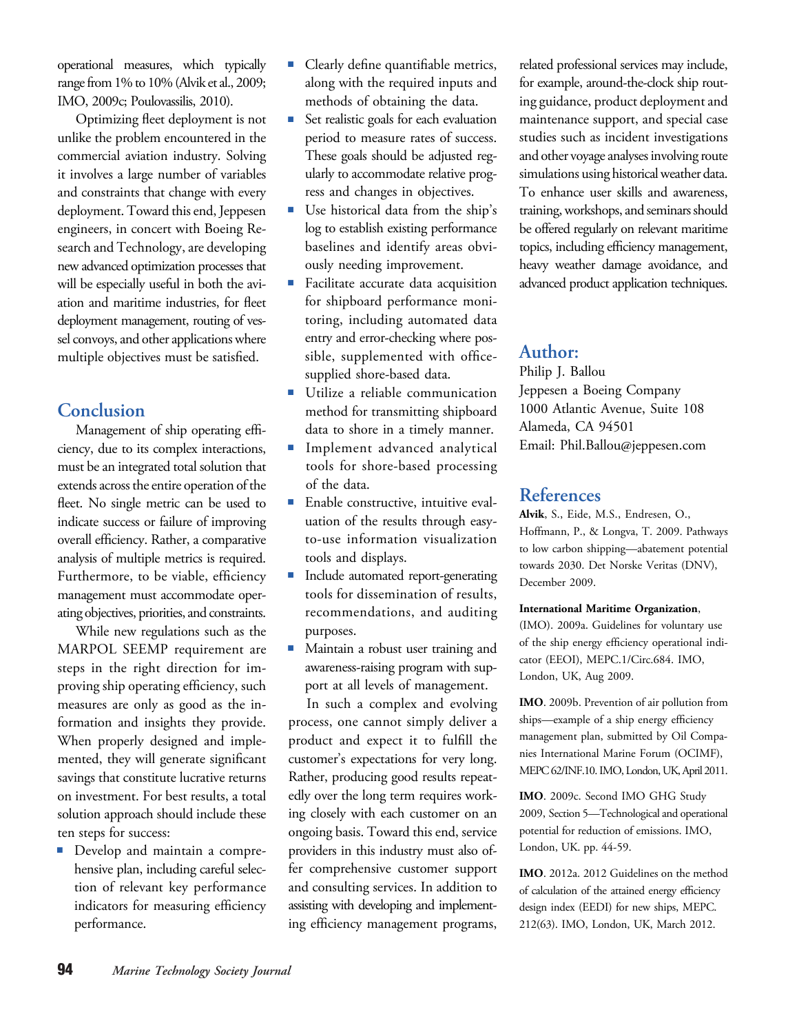operational measures, which typically range from 1% to 10% (Alvik et al., 2009; IMO, 2009c; Poulovassilis, 2010).

Optimizing fleet deployment is not unlike the problem encountered in the commercial aviation industry. Solving it involves a large number of variables and constraints that change with every deployment. Toward this end, Jeppesen engineers, in concert with Boeing Research and Technology, are developing new advanced optimization processes that will be especially useful in both the aviation and maritime industries, for fleet deployment management, routing of vessel convoys, and other applications where multiple objectives must be satisfied.

## Conclusion

Management of ship operating efficiency, due to its complex interactions, must be an integrated total solution that extends across the entire operation of the fleet. No single metric can be used to indicate success or failure of improving overall efficiency. Rather, a comparative analysis of multiple metrics is required. Furthermore, to be viable, efficiency management must accommodate operating objectives, priorities, and constraints.

While new regulations such as the MARPOL SEEMP requirement are steps in the right direction for improving ship operating efficiency, such measures are only as good as the information and insights they provide. When properly designed and implemented, they will generate significant savings that constitute lucrative returns on investment. For best results, a total solution approach should include these ten steps for success:

- Develop and maintain a comprehensive plan, including careful selection of relevant key performance indicators for measuring efficiency performance.
- Clearly define quantifiable metrics, along with the required inputs and methods of obtaining the data.
- Set realistic goals for each evaluation period to measure rates of success. These goals should be adjusted regularly to accommodate relative progress and changes in objectives.
- Use historical data from the ship's log to establish existing performance baselines and identify areas obviously needing improvement.
- Facilitate accurate data acquisition for shipboard performance monitoring, including automated data entry and error-checking where possible, supplemented with office-supplied shore-based data.
- Utilize a reliable communication method for transmitting shipboard data to shore in a timely manner.
- Implement advanced analytical tools for shore-based processing of the data.
- Enable constructive, intuitive evaluation of the results through easy-to-use information visualization tools and displays.
- Include automated report-generating tools for dissemination of results, recommendations, and auditing purposes.
- Maintain a robust user training and awareness-raising program with support at all levels of management.

In such a complex and evolving process, one cannot simply deliver a product and expect it to fulfill the customer's expectations for very long. Rather, producing good results repeatedly over the long term requires working closely with each customer on an ongoing basis. Toward this end, service providers in this industry must also offer comprehensive customer support and consulting services. In addition to assisting with developing and implementing efficiency management programs, related professional services may include, for example, around-the-clock ship routing guidance, product deployment and maintenance support, and special case studies such as incident investigations and other voyage analyses involving route simulations using historical weather data. To enhance user skills and awareness, training, workshops, and seminars should be offered regularly on relevant maritime topics, including efficiency management, heavy weather damage avoidance, and advanced product application techniques.

## Author:

Philip J. Ballou
Jeppesen a Boeing Company
1000 Atlantic Avenue, Suite 108
Alameda, CA 94501
Email: Phil.Ballou@jeppesen.com

## References

**Alvik**, S., Eide, M.S., Endresen, O., Hoffmann, P., & Longva, T. 2009. Pathways to low carbon shipping—abatement potential towards 2030. Det Norske Veritas (DNV), December 2009.

**International Maritime Organization**, (IMO). 2009a. Guidelines for voluntary use of the ship energy efficiency operational indicator (EEOI), MEPC.1/Circ.684. IMO, London, UK, Aug 2009.

**IMO**. 2009b. Prevention of air pollution from ships—example of a ship energy efficiency management plan, submitted by Oil Companies International Marine Forum (OCIMF), MEPC 62/INF.10. IMO, London, UK, April 2011.

**IMO**. 2009c. Second IMO GHG Study 2009, Section 5—Technological and operational potential for reduction of emissions. IMO, London, UK. pp. 44-59.

**IMO**. 2012a. 2012 Guidelines on the method of calculation of the attained energy efficiency design index (EEDI) for new ships, MEPC. 212(63). IMO, London, UK, March 2012.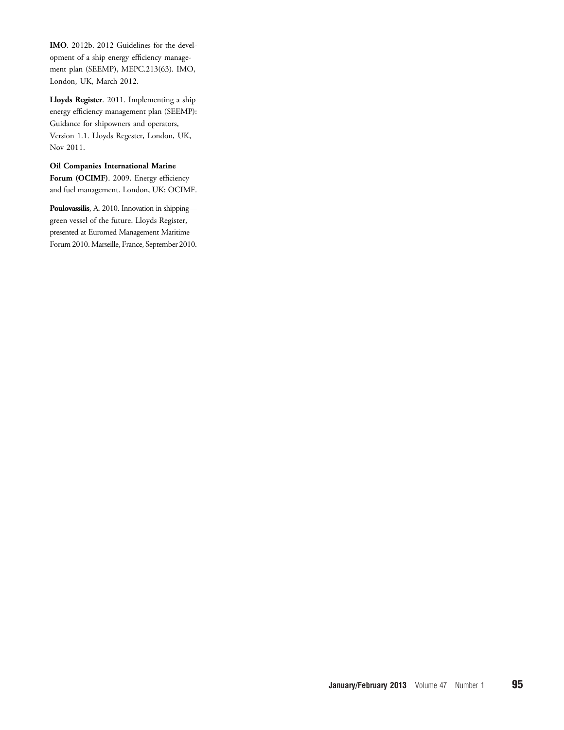**IMO**. 2012b. 2012 Guidelines for the development of a ship energy efficiency management plan (SEEMP), MEPC.213(63). IMO, London, UK, March 2012.

**Lloyds Register**. 2011. Implementing a ship energy efficiency management plan (SEEMP): Guidance for shipowners and operators, Version 1.1. Lloyds Regester, London, UK, Nov 2011.

**Oil Companies International Marine Forum (OCIMF)**. 2009. Energy efficiency and fuel management. London, UK: OCIMF.

**Poulovassilis**, A. 2010. Innovation in shipping—green vessel of the future. Lloyds Register, presented at Euromed Management Maritime Forum 2010. Marseille, France, September 2010.